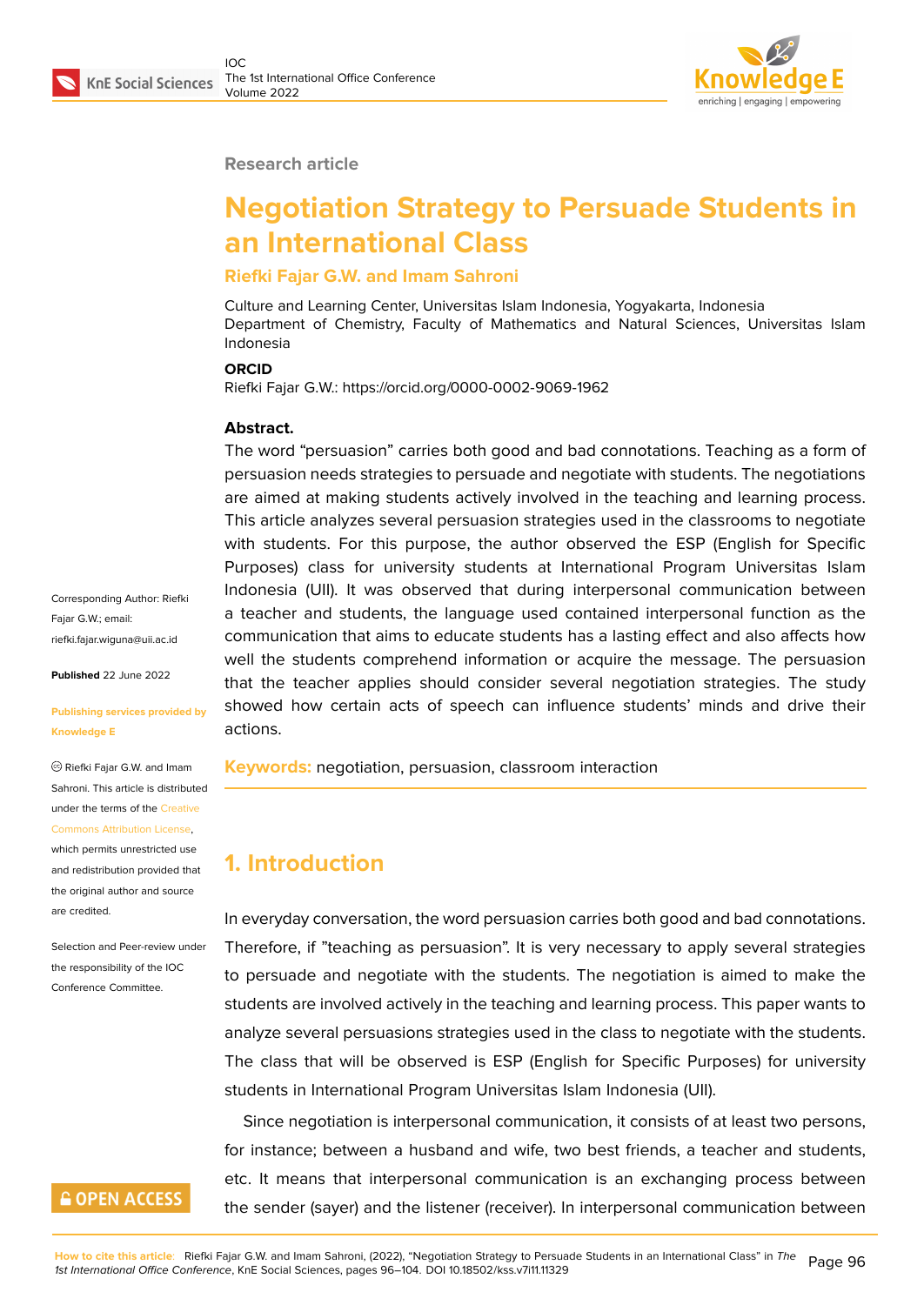Research article

# Negotiation Strategy to Persuade Students in an International Class

**Riefki Fajar G.W. and Imam Sahroni**

Culture and Learning Center, Universitas Islam Indonesia, Yogyakarta, Indonesia
Department of Chemistry, Faculty of Mathematics and Natural Sciences, Universitas Islam Indonesia

**ORCID**

Riefki Fajar G.W.: https://orcid.org/0000-0002-9069-1962

**Abstract.**

The word "persuasion" carries both good and bad connotations. Teaching as a form of persuasion needs strategies to persuade and negotiate with students. The negotiations are aimed at making students actively involved in the teaching and learning process. This article analyzes several persuasion strategies used in the classrooms to negotiate with students. For this purpose, the author observed the ESP (English for Specific Purposes) class for university students at International Program Universitas Islam Indonesia (UII). It was observed that during interpersonal communication between a teacher and students, the language used contained interpersonal function as the communication that aims to educate students has a lasting effect and also affects how well the students comprehend information or acquire the message. The persuasion that the teacher applies should consider several negotiation strategies. The study showed how certain acts of speech can influence students' minds and drive their actions.

**Keywords:** negotiation, persuasion, classroom interaction

Corresponding Author: Riefki Fajar G.W.; email: riefki.fajar.wiguna@uii.ac.id

**Published** 22 June 2022

**Publishing services provided by Knowledge E**

© Riefki Fajar G.W. and Imam Sahroni. This article is distributed under the terms of the Creative Commons Attribution License, which permits unrestricted use and redistribution provided that the original author and source are credited.

Selection and Peer-review under the responsibility of the IOC Conference Committee.

## 1. Introduction

In everyday conversation, the word persuasion carries both good and bad connotations. Therefore, if "teaching as persuasion". It is very necessary to apply several strategies to persuade and negotiate with the students. The negotiation is aimed to make the students are involved actively in the teaching and learning process. This paper wants to analyze several persuasions strategies used in the class to negotiate with the students. The class that will be observed is ESP (English for Specific Purposes) for university students in International Program Universitas Islam Indonesia (UII).

Since negotiation is interpersonal communication, it consists of at least two persons, for instance; between a husband and wife, two best friends, a teacher and students, etc. It means that interpersonal communication is an exchanging process between the sender (sayer) and the listener (receiver). In interpersonal communication between

**How to cite this article**: Riefki Fajar G.W. and Imam Sahroni, (2022), "Negotiation Strategy to Persuade Students in an International Class" in *The 1st International Office Conference*, KnE Social Sciences, pages 96–104. DOI 10.18502/kss.v7i11.11329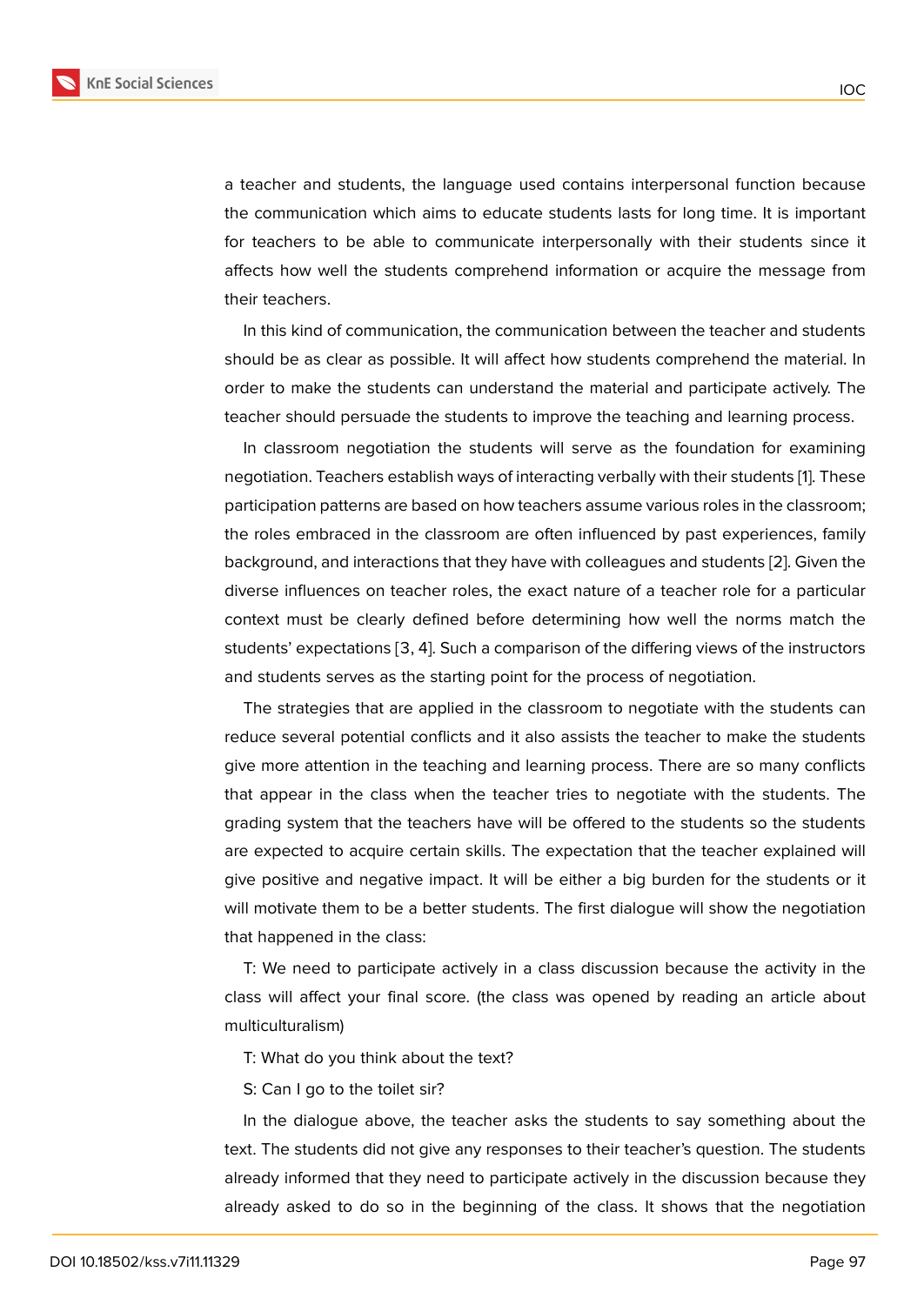a teacher and students, the language used contains interpersonal function because the communication which aims to educate students lasts for long time. It is important for teachers to be able to communicate interpersonally with their students since it affects how well the students comprehend information or acquire the message from their teachers.

In this kind of communication, the communication between the teacher and students should be as clear as possible. It will affect how students comprehend the material. In order to make the students can understand the material and participate actively. The teacher should persuade the students to improve the teaching and learning process.

In classroom negotiation the students will serve as the foundation for examining negotiation. Teachers establish ways of interacting verbally with their students [1]. These participation patterns are based on how teachers assume various roles in the classroom; the roles embraced in the classroom are often influenced by past experiences, family background, and interactions that they have with colleagues and students [2]. Given the diverse influences on teacher roles, the exact nature of a teacher role for a particular context must be clearly defined before determining how well the norms match the students' expectations [3, 4]. Such a comparison of the differing views of the instructors and students serves as the starting point for the process of negotiation.

The strategies that are applied in the classroom to negotiate with the students can reduce several potential conflicts and it also assists the teacher to make the students give more attention in the teaching and learning process. There are so many conflicts that appear in the class when the teacher tries to negotiate with the students. The grading system that the teachers have will be offered to the students so the students are expected to acquire certain skills. The expectation that the teacher explained will give positive and negative impact. It will be either a big burden for the students or it will motivate them to be a better students. The first dialogue will show the negotiation that happened in the class:

T: We need to participate actively in a class discussion because the activity in the class will affect your final score. (the class was opened by reading an article about multiculturalism)

T: What do you think about the text?

S: Can I go to the toilet sir?

In the dialogue above, the teacher asks the students to say something about the text. The students did not give any responses to their teacher's question. The students already informed that they need to participate actively in the discussion because they already asked to do so in the beginning of the class. It shows that the negotiation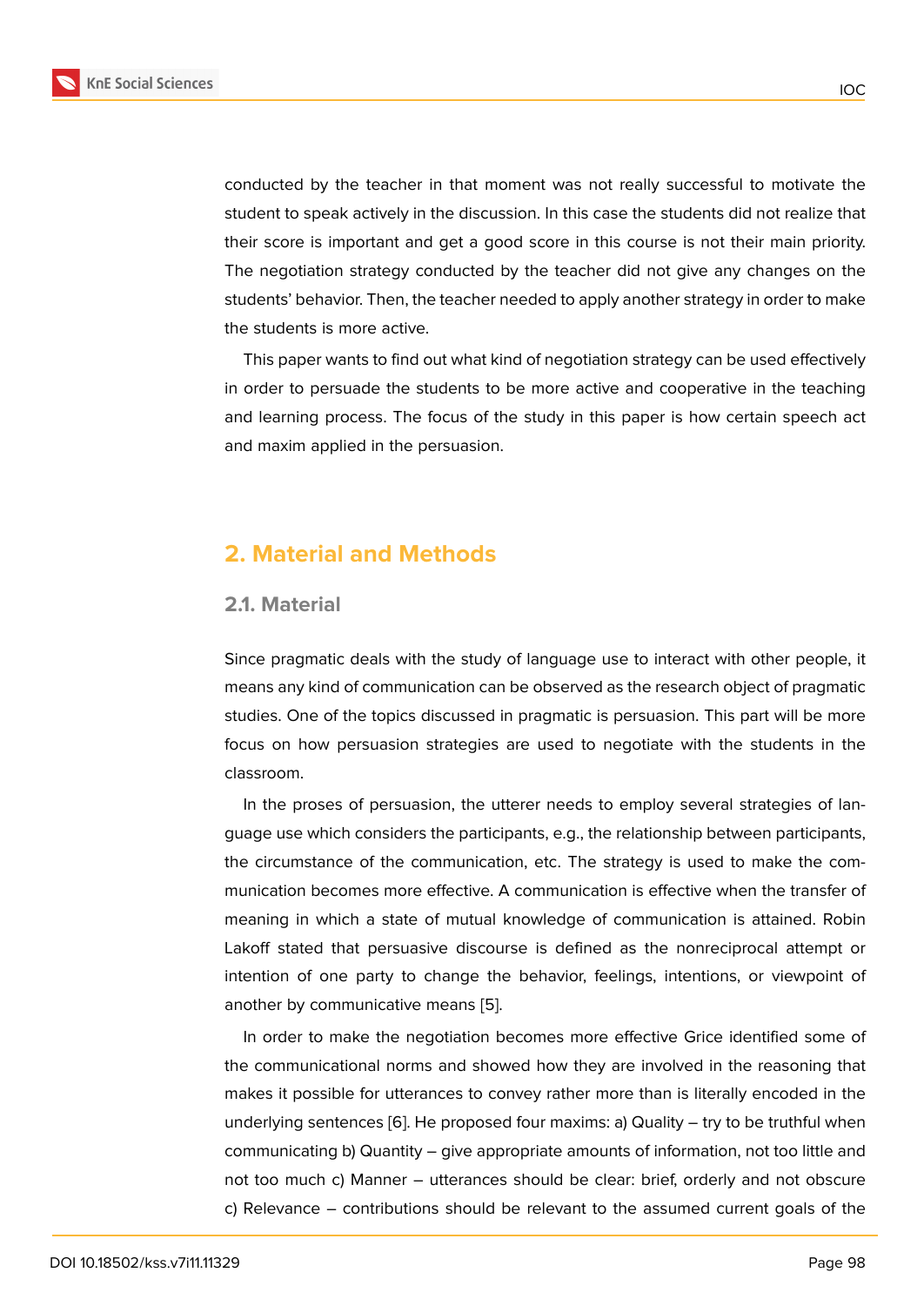conducted by the teacher in that moment was not really successful to motivate the student to speak actively in the discussion. In this case the students did not realize that their score is important and get a good score in this course is not their main priority. The negotiation strategy conducted by the teacher did not give any changes on the students' behavior. Then, the teacher needed to apply another strategy in order to make the students is more active.

This paper wants to find out what kind of negotiation strategy can be used effectively in order to persuade the students to be more active and cooperative in the teaching and learning process. The focus of the study in this paper is how certain speech act and maxim applied in the persuasion.

## 2. Material and Methods

### 2.1. Material

Since pragmatic deals with the study of language use to interact with other people, it means any kind of communication can be observed as the research object of pragmatic studies. One of the topics discussed in pragmatic is persuasion. This part will be more focus on how persuasion strategies are used to negotiate with the students in the classroom.

In the proses of persuasion, the utterer needs to employ several strategies of language use which considers the participants, e.g., the relationship between participants, the circumstance of the communication, etc. The strategy is used to make the communication becomes more effective. A communication is effective when the transfer of meaning in which a state of mutual knowledge of communication is attained. Robin Lakoff stated that persuasive discourse is defined as the nonreciprocal attempt or intention of one party to change the behavior, feelings, intentions, or viewpoint of another by communicative means [5].

In order to make the negotiation becomes more effective Grice identified some of the communicational norms and showed how they are involved in the reasoning that makes it possible for utterances to convey rather more than is literally encoded in the underlying sentences [6]. He proposed four maxims: a) Quality – try to be truthful when communicating b) Quantity – give appropriate amounts of information, not too little and not too much c) Manner – utterances should be clear: brief, orderly and not obscure c) Relevance – contributions should be relevant to the assumed current goals of the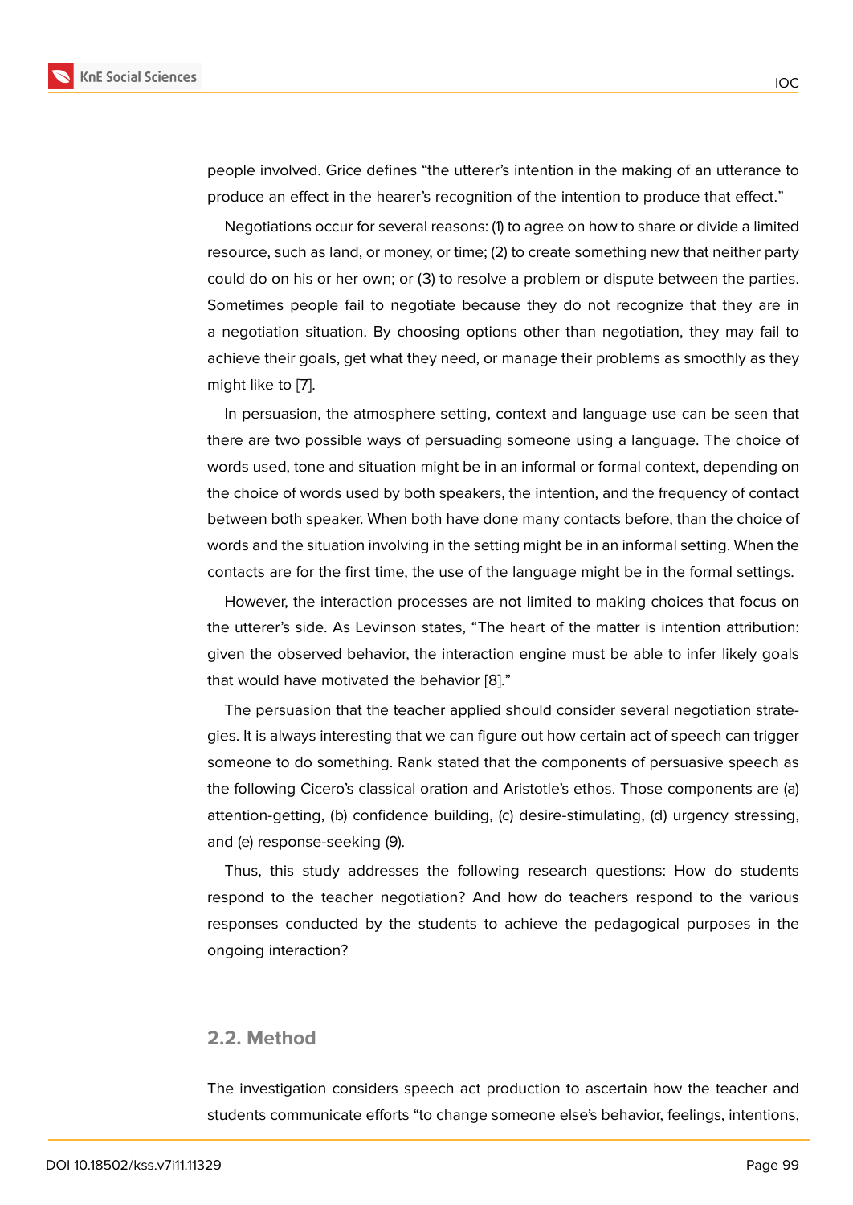people involved. Grice defines "the utterer's intention in the making of an utterance to produce an effect in the hearer's recognition of the intention to produce that effect."

Negotiations occur for several reasons: (1) to agree on how to share or divide a limited resource, such as land, or money, or time; (2) to create something new that neither party could do on his or her own; or (3) to resolve a problem or dispute between the parties. Sometimes people fail to negotiate because they do not recognize that they are in a negotiation situation. By choosing options other than negotiation, they may fail to achieve their goals, get what they need, or manage their problems as smoothly as they might like to [7].

In persuasion, the atmosphere setting, context and language use can be seen that there are two possible ways of persuading someone using a language. The choice of words used, tone and situation might be in an informal or formal context, depending on the choice of words used by both speakers, the intention, and the frequency of contact between both speaker. When both have done many contacts before, than the choice of words and the situation involving in the setting might be in an informal setting. When the contacts are for the first time, the use of the language might be in the formal settings.

However, the interaction processes are not limited to making choices that focus on the utterer's side. As Levinson states, "The heart of the matter is intention attribution: given the observed behavior, the interaction engine must be able to infer likely goals that would have motivated the behavior [8]."

The persuasion that the teacher applied should consider several negotiation strategies. It is always interesting that we can figure out how certain act of speech can trigger someone to do something. Rank stated that the components of persuasive speech as the following Cicero's classical oration and Aristotle's ethos. Those components are (a) attention-getting, (b) confidence building, (c) desire-stimulating, (d) urgency stressing, and (e) response-seeking (9).

Thus, this study addresses the following research questions: How do students respond to the teacher negotiation? And how do teachers respond to the various responses conducted by the students to achieve the pedagogical purposes in the ongoing interaction?

## 2.2. Method

The investigation considers speech act production to ascertain how the teacher and students communicate efforts "to change someone else's behavior, feelings, intentions,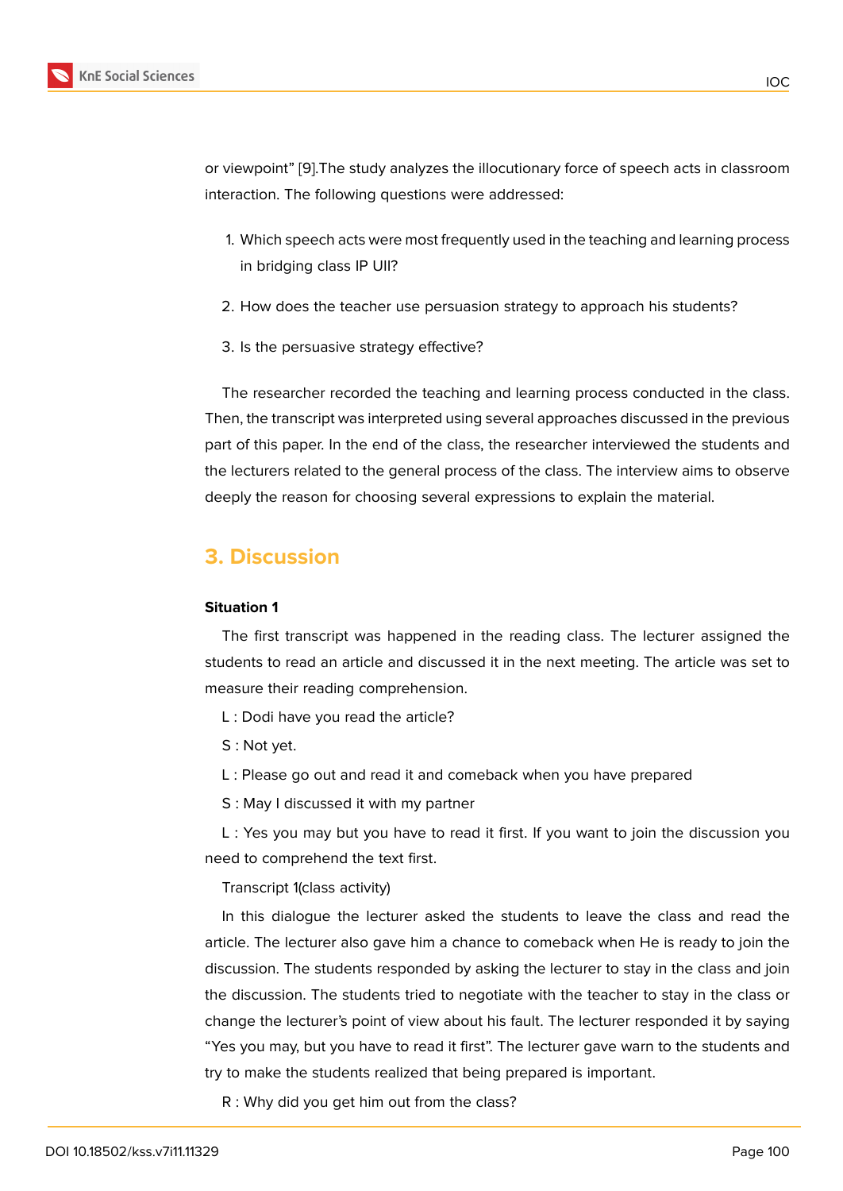or viewpoint" [9].The study analyzes the illocutionary force of speech acts in classroom interaction. The following questions were addressed:

1. Which speech acts were most frequently used in the teaching and learning process in bridging class IP UII?
2. How does the teacher use persuasion strategy to approach his students?
3. Is the persuasive strategy effective?

The researcher recorded the teaching and learning process conducted in the class. Then, the transcript was interpreted using several approaches discussed in the previous part of this paper. In the end of the class, the researcher interviewed the students and the lecturers related to the general process of the class. The interview aims to observe deeply the reason for choosing several expressions to explain the material.

## 3. Discussion

**Situation 1**

The first transcript was happened in the reading class. The lecturer assigned the students to read an article and discussed it in the next meeting. The article was set to measure their reading comprehension.

L : Dodi have you read the article?

S : Not yet.

L : Please go out and read it and comeback when you have prepared

S : May I discussed it with my partner

L : Yes you may but you have to read it first. If you want to join the discussion you need to comprehend the text first.

Transcript 1(class activity)

In this dialogue the lecturer asked the students to leave the class and read the article. The lecturer also gave him a chance to comeback when He is ready to join the discussion. The students responded by asking the lecturer to stay in the class and join the discussion. The students tried to negotiate with the teacher to stay in the class or change the lecturer's point of view about his fault. The lecturer responded it by saying "Yes you may, but you have to read it first". The lecturer gave warn to the students and try to make the students realized that being prepared is important.

R : Why did you get him out from the class?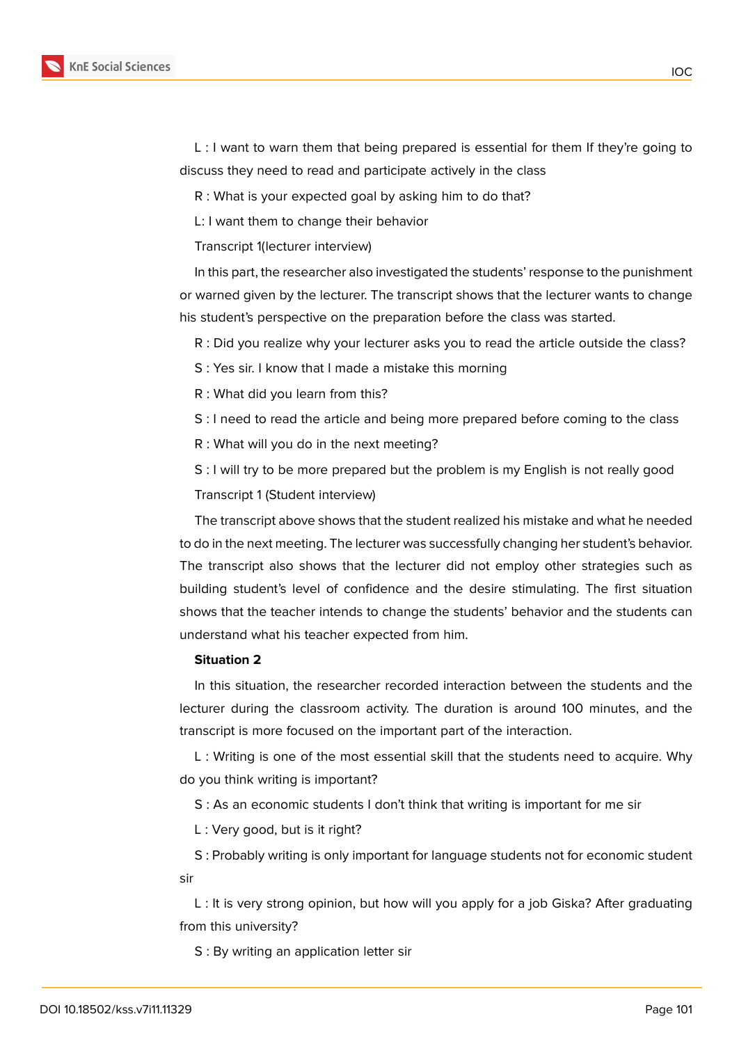L : I want to warn them that being prepared is essential for them If they're going to discuss they need to read and participate actively in the class

R : What is your expected goal by asking him to do that?

L: I want them to change their behavior

Transcript 1(lecturer interview)

In this part, the researcher also investigated the students' response to the punishment or warned given by the lecturer. The transcript shows that the lecturer wants to change his student's perspective on the preparation before the class was started.

R : Did you realize why your lecturer asks you to read the article outside the class?

S : Yes sir. I know that I made a mistake this morning

R : What did you learn from this?

S : I need to read the article and being more prepared before coming to the class

R : What will you do in the next meeting?

S : I will try to be more prepared but the problem is my English is not really good

Transcript 1 (Student interview)

The transcript above shows that the student realized his mistake and what he needed to do in the next meeting. The lecturer was successfully changing her student's behavior. The transcript also shows that the lecturer did not employ other strategies such as building student's level of confidence and the desire stimulating. The first situation shows that the teacher intends to change the students' behavior and the students can understand what his teacher expected from him.

**Situation 2**

In this situation, the researcher recorded interaction between the students and the lecturer during the classroom activity. The duration is around 100 minutes, and the transcript is more focused on the important part of the interaction.

L : Writing is one of the most essential skill that the students need to acquire. Why do you think writing is important?

S : As an economic students I don't think that writing is important for me sir

L : Very good, but is it right?

S : Probably writing is only important for language students not for economic student sir

L : It is very strong opinion, but how will you apply for a job Giska? After graduating from this university?

S : By writing an application letter sir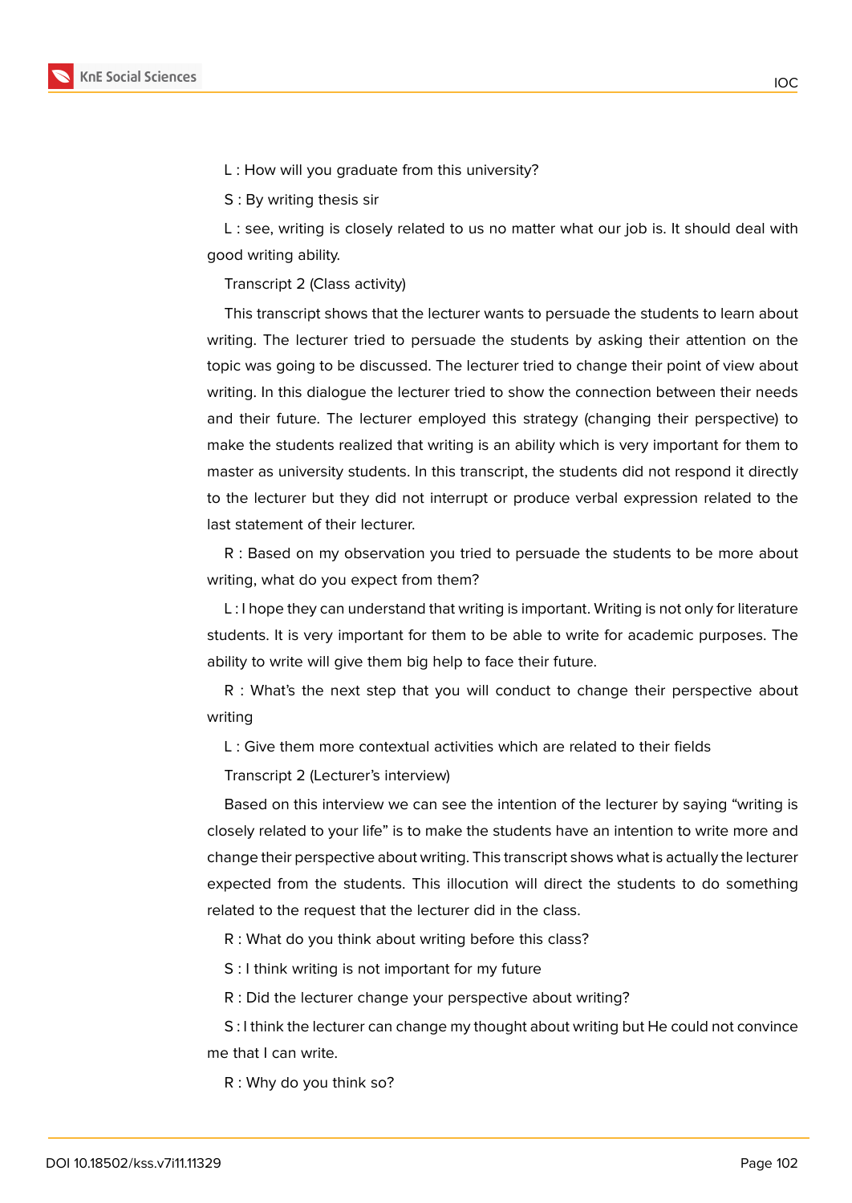L : How will you graduate from this university?

S : By writing thesis sir

L : see, writing is closely related to us no matter what our job is. It should deal with good writing ability.

Transcript 2 (Class activity)

This transcript shows that the lecturer wants to persuade the students to learn about writing. The lecturer tried to persuade the students by asking their attention on the topic was going to be discussed. The lecturer tried to change their point of view about writing. In this dialogue the lecturer tried to show the connection between their needs and their future. The lecturer employed this strategy (changing their perspective) to make the students realized that writing is an ability which is very important for them to master as university students. In this transcript, the students did not respond it directly to the lecturer but they did not interrupt or produce verbal expression related to the last statement of their lecturer.

R : Based on my observation you tried to persuade the students to be more about writing, what do you expect from them?

L : I hope they can understand that writing is important. Writing is not only for literature students. It is very important for them to be able to write for academic purposes. The ability to write will give them big help to face their future.

R : What's the next step that you will conduct to change their perspective about writing

L : Give them more contextual activities which are related to their fields

Transcript 2 (Lecturer's interview)

Based on this interview we can see the intention of the lecturer by saying "writing is closely related to your life" is to make the students have an intention to write more and change their perspective about writing. This transcript shows what is actually the lecturer expected from the students. This illocution will direct the students to do something related to the request that the lecturer did in the class.

R : What do you think about writing before this class?

S : I think writing is not important for my future

R : Did the lecturer change your perspective about writing?

S : I think the lecturer can change my thought about writing but He could not convince me that I can write.

R : Why do you think so?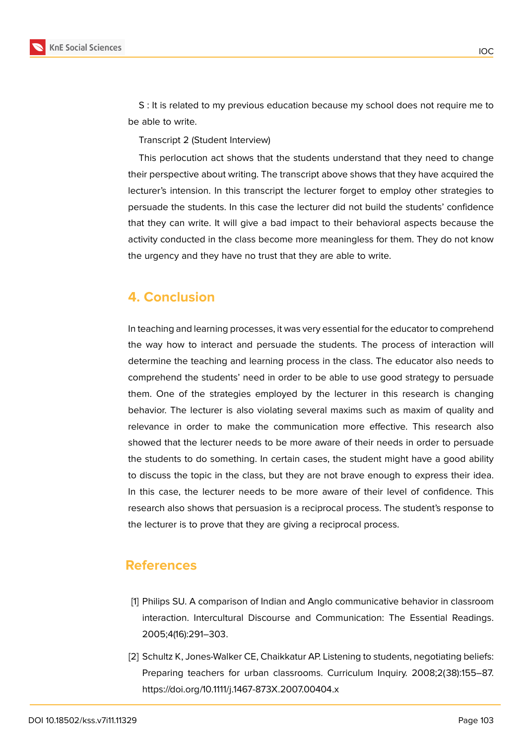S : It is related to my previous education because my school does not require me to be able to write.

Transcript 2 (Student Interview)

This perlocution act shows that the students understand that they need to change their perspective about writing. The transcript above shows that they have acquired the lecturer's intension. In this transcript the lecturer forget to employ other strategies to persuade the students. In this case the lecturer did not build the students' confidence that they can write. It will give a bad impact to their behavioral aspects because the activity conducted in the class become more meaningless for them. They do not know the urgency and they have no trust that they are able to write.

## 4. Conclusion

In teaching and learning processes, it was very essential for the educator to comprehend the way how to interact and persuade the students. The process of interaction will determine the teaching and learning process in the class. The educator also needs to comprehend the students' need in order to be able to use good strategy to persuade them. One of the strategies employed by the lecturer in this research is changing behavior. The lecturer is also violating several maxims such as maxim of quality and relevance in order to make the communication more effective. This research also showed that the lecturer needs to be more aware of their needs in order to persuade the students to do something. In certain cases, the student might have a good ability to discuss the topic in the class, but they are not brave enough to express their idea. In this case, the lecturer needs to be more aware of their level of confidence. This research also shows that persuasion is a reciprocal process. The student's response to the lecturer is to prove that they are giving a reciprocal process.

## References

[1] Philips SU. A comparison of Indian and Anglo communicative behavior in classroom interaction. Intercultural Discourse and Communication: The Essential Readings. 2005;4(16):291–303.

[2] Schultz K, Jones-Walker CE, Chaikkatur AP. Listening to students, negotiating beliefs: Preparing teachers for urban classrooms. Curriculum Inquiry. 2008;2(38):155–87. https://doi.org/10.1111/j.1467-873X.2007.00404.x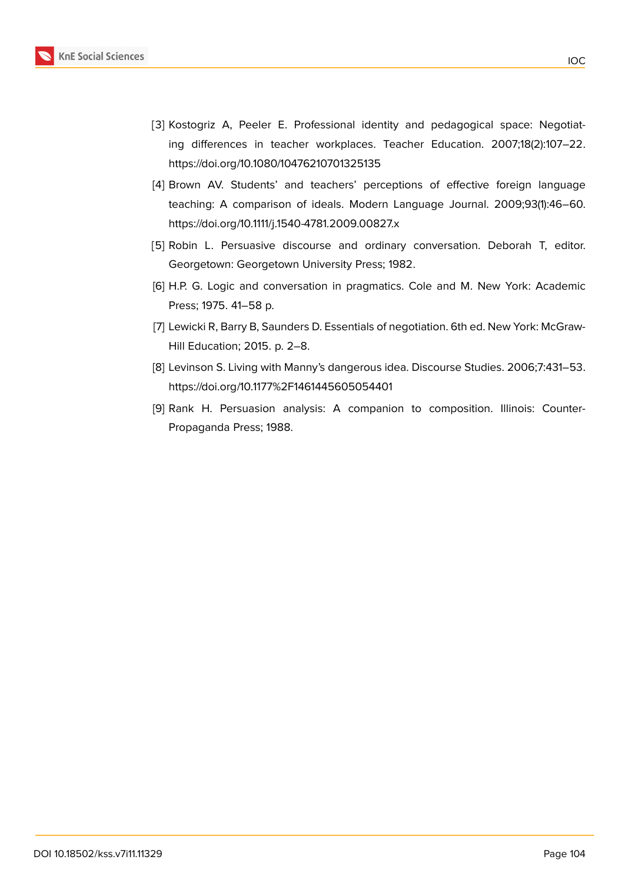[3] Kostogriz A, Peeler E. Professional identity and pedagogical space: Negotiating differences in teacher workplaces. Teacher Education. 2007;18(2):107–22. https://doi.org/10.1080/10476210701325135

[4] Brown AV. Students' and teachers' perceptions of effective foreign language teaching: A comparison of ideals. Modern Language Journal. 2009;93(1):46–60. https://doi.org/10.1111/j.1540-4781.2009.00827.x

[5] Robin L. Persuasive discourse and ordinary conversation. Deborah T, editor. Georgetown: Georgetown University Press; 1982.

[6] H.P. G. Logic and conversation in pragmatics. Cole and M. New York: Academic Press; 1975. 41–58 p.

[7] Lewicki R, Barry B, Saunders D. Essentials of negotiation. 6th ed. New York: McGraw-Hill Education; 2015. p. 2–8.

[8] Levinson S. Living with Manny's dangerous idea. Discourse Studies. 2006;7:431–53. https://doi.org/10.1177%2F1461445605054401

[9] Rank H. Persuasion analysis: A companion to composition. Illinois: Counter-Propaganda Press; 1988.